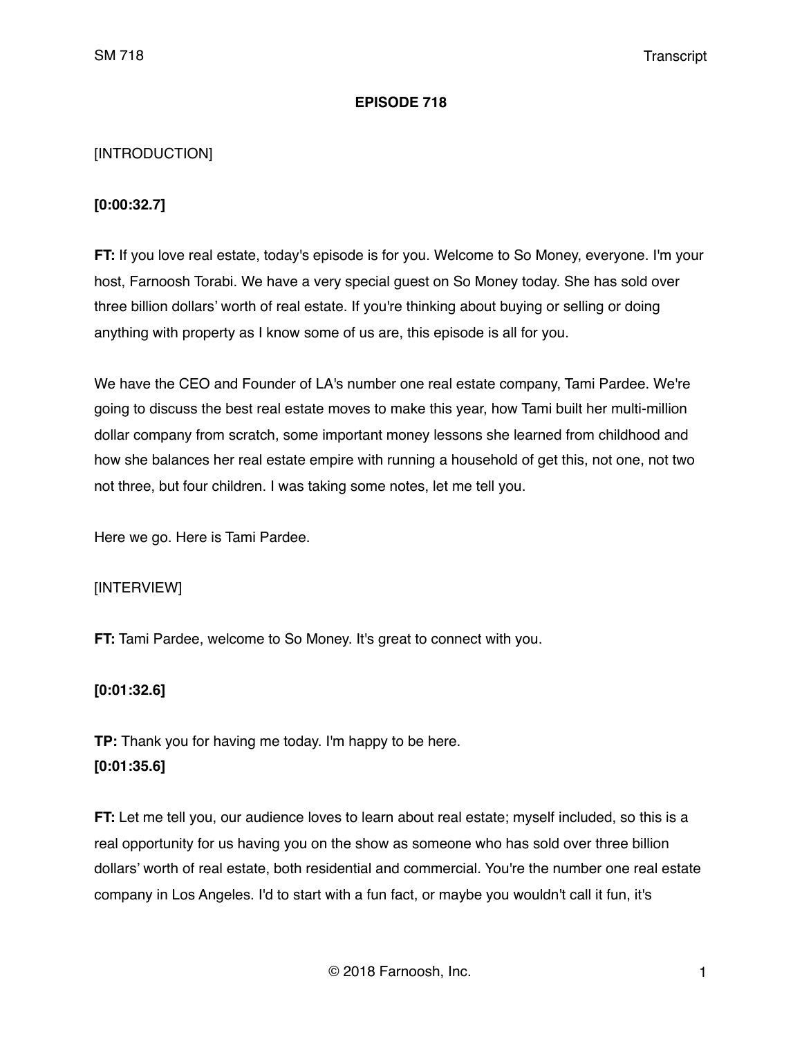**EPISODE 718**

[INTRODUCTION]

**[0:00:32.7]**

**FT:** If you love real estate, today's episode is for you. Welcome to So Money, everyone. I'm your host, Farnoosh Torabi. We have a very special guest on So Money today. She has sold over three billion dollars' worth of real estate. If you're thinking about buying or selling or doing anything with property as I know some of us are, this episode is all for you.

We have the CEO and Founder of LA's number one real estate company, Tami Pardee. We're going to discuss the best real estate moves to make this year, how Tami built her multi-million dollar company from scratch, some important money lessons she learned from childhood and how she balances her real estate empire with running a household of get this, not one, not two not three, but four children. I was taking some notes, let me tell you.

Here we go. Here is Tami Pardee.

[INTERVIEW]

**FT:** Tami Pardee, welcome to So Money. It's great to connect with you.

**[0:01:32.6]**

**TP:** Thank you for having me today. I'm happy to be here.

**[0:01:35.6]**

**FT:** Let me tell you, our audience loves to learn about real estate; myself included, so this is a real opportunity for us having you on the show as someone who has sold over three billion dollars' worth of real estate, both residential and commercial. You're the number one real estate company in Los Angeles. I'd to start with a fun fact, or maybe you wouldn't call it fun, it's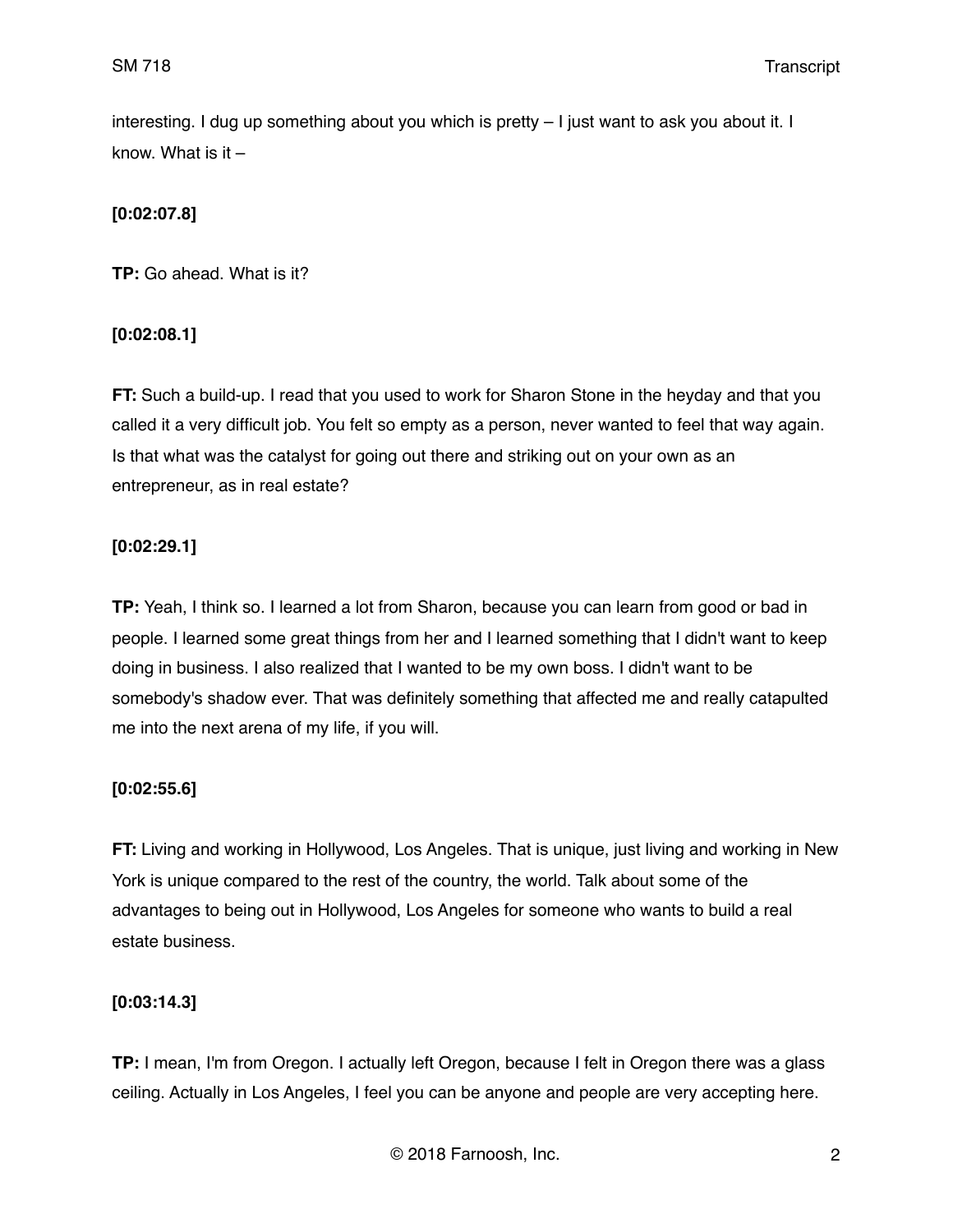interesting. I dug up something about you which is pretty – I just want to ask you about it. I know. What is it –

**[0:02:07.8]**

**TP:** Go ahead. What is it?

**[0:02:08.1]**

**FT:** Such a build-up. I read that you used to work for Sharon Stone in the heyday and that you called it a very difficult job. You felt so empty as a person, never wanted to feel that way again. Is that what was the catalyst for going out there and striking out on your own as an entrepreneur, as in real estate?

**[0:02:29.1]**

**TP:** Yeah, I think so. I learned a lot from Sharon, because you can learn from good or bad in people. I learned some great things from her and I learned something that I didn't want to keep doing in business. I also realized that I wanted to be my own boss. I didn't want to be somebody's shadow ever. That was definitely something that affected me and really catapulted me into the next arena of my life, if you will.

**[0:02:55.6]**

**FT:** Living and working in Hollywood, Los Angeles. That is unique, just living and working in New York is unique compared to the rest of the country, the world. Talk about some of the advantages to being out in Hollywood, Los Angeles for someone who wants to build a real estate business.

**[0:03:14.3]**

**TP:** I mean, I'm from Oregon. I actually left Oregon, because I felt in Oregon there was a glass ceiling. Actually in Los Angeles, I feel you can be anyone and people are very accepting here.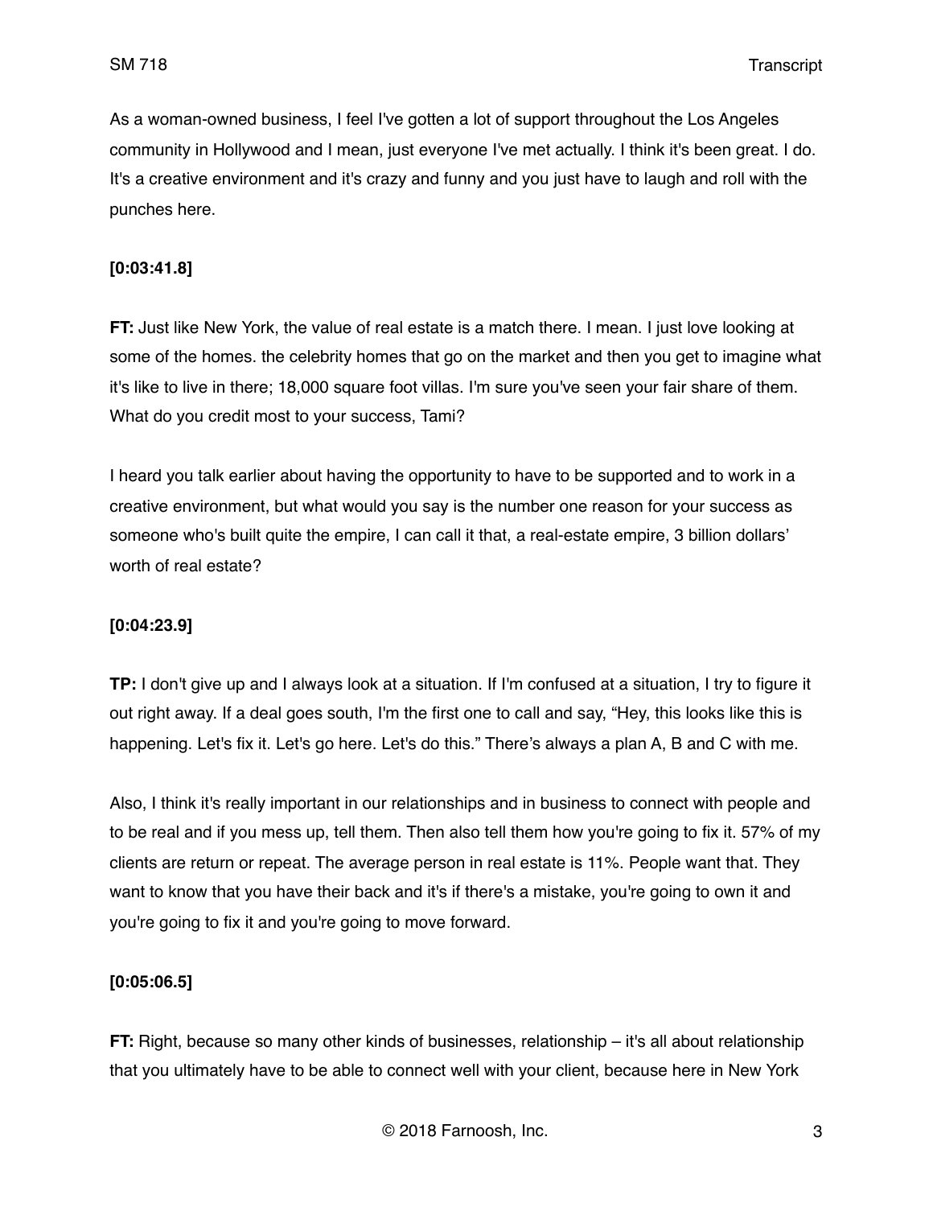As a woman-owned business, I feel I've gotten a lot of support throughout the Los Angeles community in Hollywood and I mean, just everyone I've met actually. I think it's been great. I do. It's a creative environment and it's crazy and funny and you just have to laugh and roll with the punches here.

**[0:03:41.8]**

**FT:** Just like New York, the value of real estate is a match there. I mean. I just love looking at some of the homes. the celebrity homes that go on the market and then you get to imagine what it's like to live in there; 18,000 square foot villas. I'm sure you've seen your fair share of them. What do you credit most to your success, Tami?

I heard you talk earlier about having the opportunity to have to be supported and to work in a creative environment, but what would you say is the number one reason for your success as someone who's built quite the empire, I can call it that, a real-estate empire, 3 billion dollars' worth of real estate?

**[0:04:23.9]**

**TP:** I don't give up and I always look at a situation. If I'm confused at a situation, I try to figure it out right away. If a deal goes south, I'm the first one to call and say, "Hey, this looks like this is happening. Let's fix it. Let's go here. Let's do this." There's always a plan A, B and C with me.

Also, I think it's really important in our relationships and in business to connect with people and to be real and if you mess up, tell them. Then also tell them how you're going to fix it. 57% of my clients are return or repeat. The average person in real estate is 11%. People want that. They want to know that you have their back and it's if there's a mistake, you're going to own it and you're going to fix it and you're going to move forward.

**[0:05:06.5]**

**FT:** Right, because so many other kinds of businesses, relationship – it's all about relationship that you ultimately have to be able to connect well with your client, because here in New York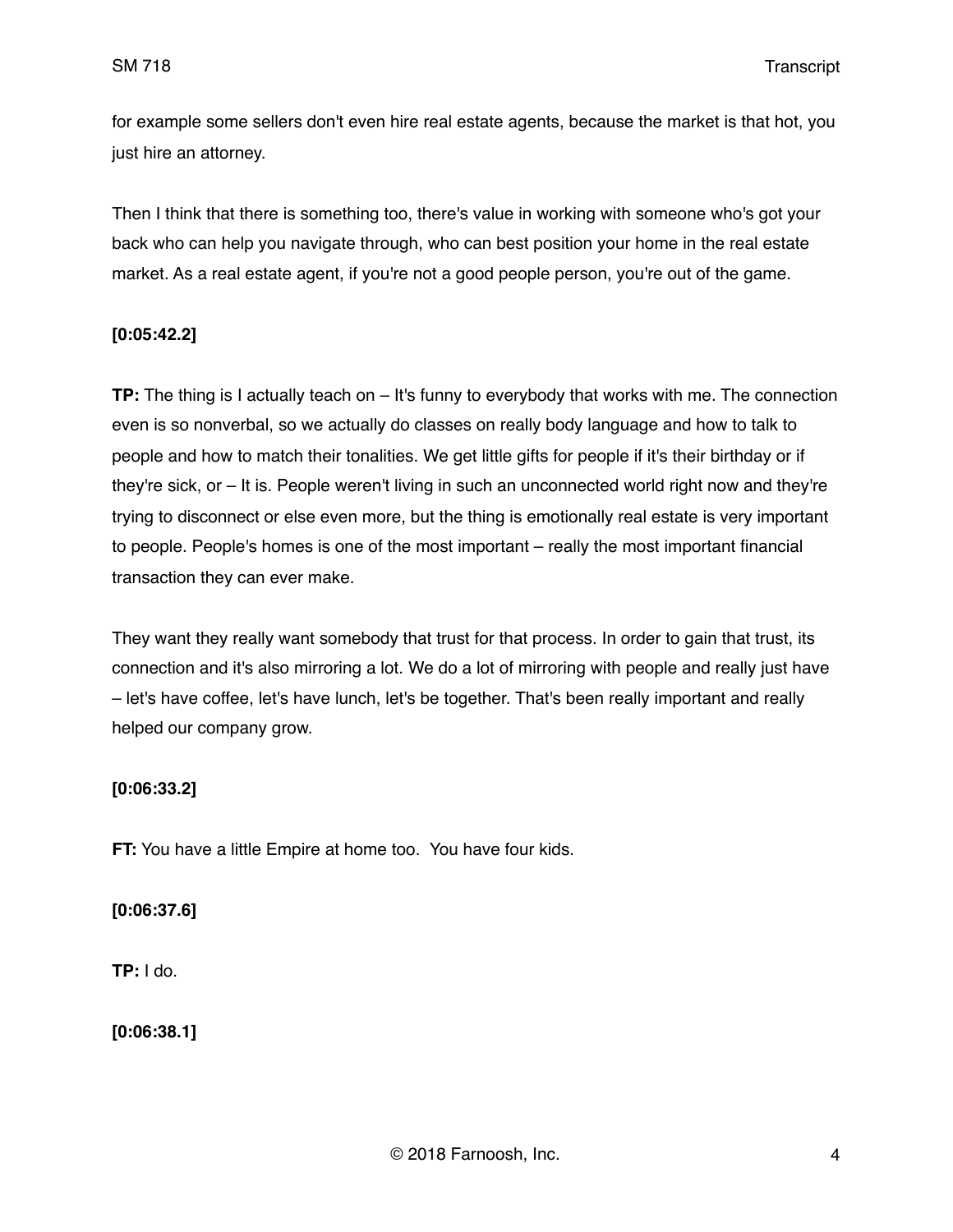for example some sellers don't even hire real estate agents, because the market is that hot, you just hire an attorney.

Then I think that there is something too, there's value in working with someone who's got your back who can help you navigate through, who can best position your home in the real estate market. As a real estate agent, if you're not a good people person, you're out of the game.

**[0:05:42.2]**

**TP:** The thing is I actually teach on – It's funny to everybody that works with me. The connection even is so nonverbal, so we actually do classes on really body language and how to talk to people and how to match their tonalities. We get little gifts for people if it's their birthday or if they're sick, or – It is. People weren't living in such an unconnected world right now and they're trying to disconnect or else even more, but the thing is emotionally real estate is very important to people. People's homes is one of the most important – really the most important financial transaction they can ever make.

They want they really want somebody that trust for that process. In order to gain that trust, its connection and it's also mirroring a lot. We do a lot of mirroring with people and really just have – let's have coffee, let's have lunch, let's be together. That's been really important and really helped our company grow.

**[0:06:33.2]**

**FT:** You have a little Empire at home too.  You have four kids.

**[0:06:37.6]**

**TP:** I do.

**[0:06:38.1]**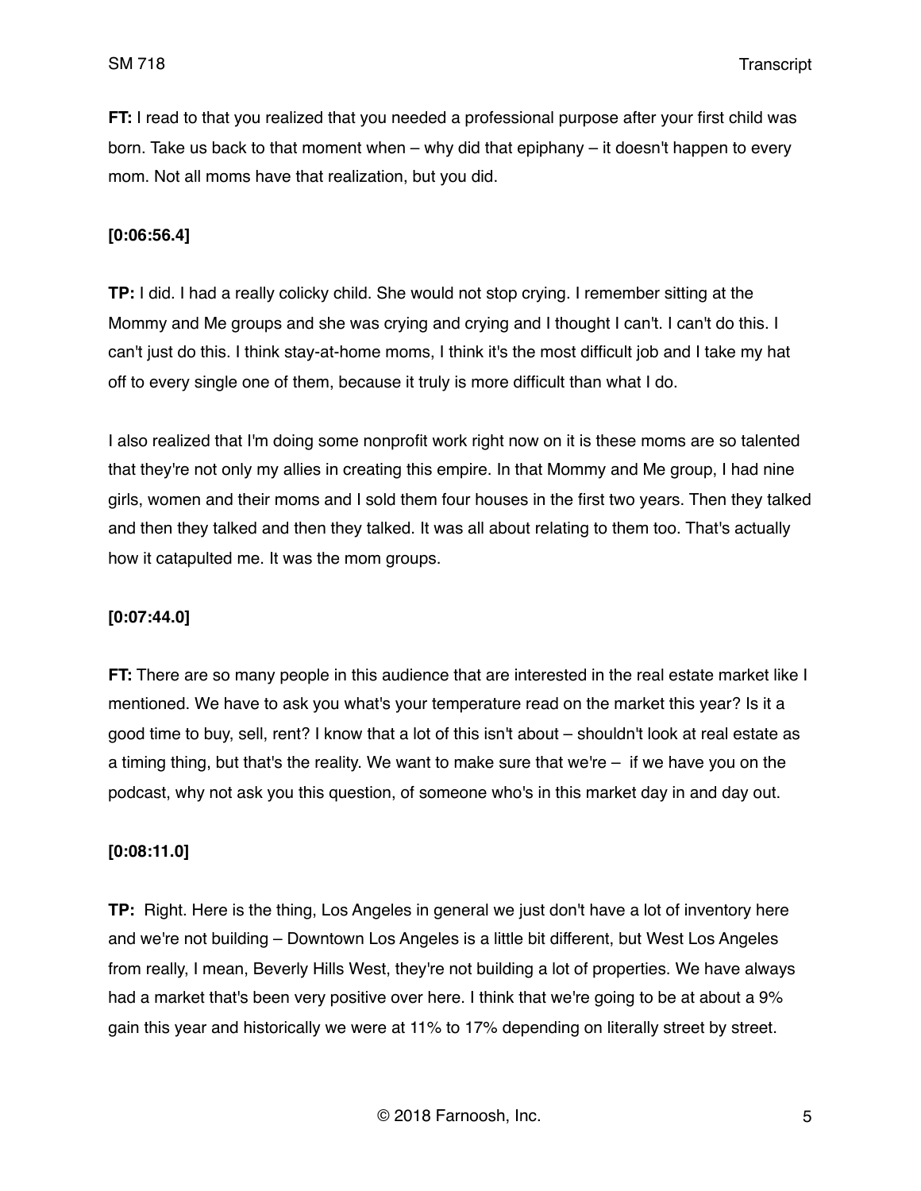**FT:** I read to that you realized that you needed a professional purpose after your first child was born. Take us back to that moment when – why did that epiphany – it doesn't happen to every mom. Not all moms have that realization, but you did.

**[0:06:56.4]**

**TP:** I did. I had a really colicky child. She would not stop crying. I remember sitting at the Mommy and Me groups and she was crying and crying and I thought I can't. I can't do this. I can't just do this. I think stay-at-home moms, I think it's the most difficult job and I take my hat off to every single one of them, because it truly is more difficult than what I do.

I also realized that I'm doing some nonprofit work right now on it is these moms are so talented that they're not only my allies in creating this empire. In that Mommy and Me group, I had nine girls, women and their moms and I sold them four houses in the first two years. Then they talked and then they talked and then they talked. It was all about relating to them too. That's actually how it catapulted me. It was the mom groups.

**[0:07:44.0]**

**FT:** There are so many people in this audience that are interested in the real estate market like I mentioned. We have to ask you what's your temperature read on the market this year? Is it a good time to buy, sell, rent? I know that a lot of this isn't about – shouldn't look at real estate as a timing thing, but that's the reality. We want to make sure that we're – if we have you on the podcast, why not ask you this question, of someone who's in this market day in and day out.

**[0:08:11.0]**

**TP:** Right. Here is the thing, Los Angeles in general we just don't have a lot of inventory here and we're not building – Downtown Los Angeles is a little bit different, but West Los Angeles from really, I mean, Beverly Hills West, they're not building a lot of properties. We have always had a market that's been very positive over here. I think that we're going to be at about a 9% gain this year and historically we were at 11% to 17% depending on literally street by street.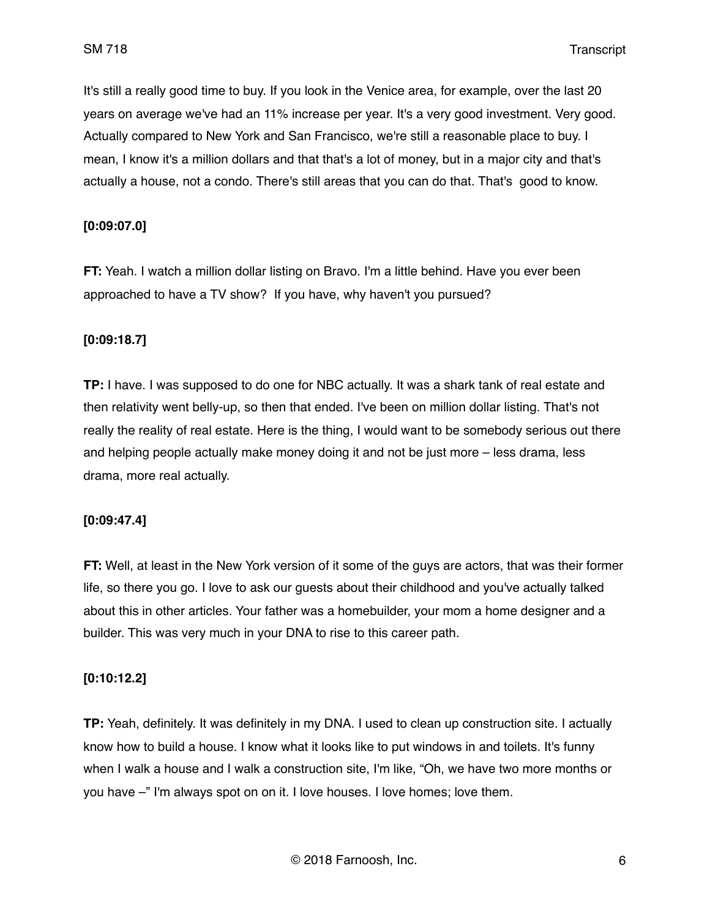It's still a really good time to buy. If you look in the Venice area, for example, over the last 20 years on average we've had an 11% increase per year. It's a very good investment. Very good. Actually compared to New York and San Francisco, we're still a reasonable place to buy. I mean, I know it's a million dollars and that that's a lot of money, but in a major city and that's actually a house, not a condo. There's still areas that you can do that. That's good to know.

**[0:09:07.0]**

**FT:** Yeah. I watch a million dollar listing on Bravo. I'm a little behind. Have you ever been approached to have a TV show? If you have, why haven't you pursued?

**[0:09:18.7]**

**TP:** I have. I was supposed to do one for NBC actually. It was a shark tank of real estate and then relativity went belly-up, so then that ended. I've been on million dollar listing. That's not really the reality of real estate. Here is the thing, I would want to be somebody serious out there and helping people actually make money doing it and not be just more – less drama, less drama, more real actually.

**[0:09:47.4]**

**FT:** Well, at least in the New York version of it some of the guys are actors, that was their former life, so there you go. I love to ask our guests about their childhood and you've actually talked about this in other articles. Your father was a homebuilder, your mom a home designer and a builder. This was very much in your DNA to rise to this career path.

**[0:10:12.2]**

**TP:** Yeah, definitely. It was definitely in my DNA. I used to clean up construction site. I actually know how to build a house. I know what it looks like to put windows in and toilets. It's funny when I walk a house and I walk a construction site, I'm like, "Oh, we have two more months or you have –" I'm always spot on on it. I love houses. I love homes; love them.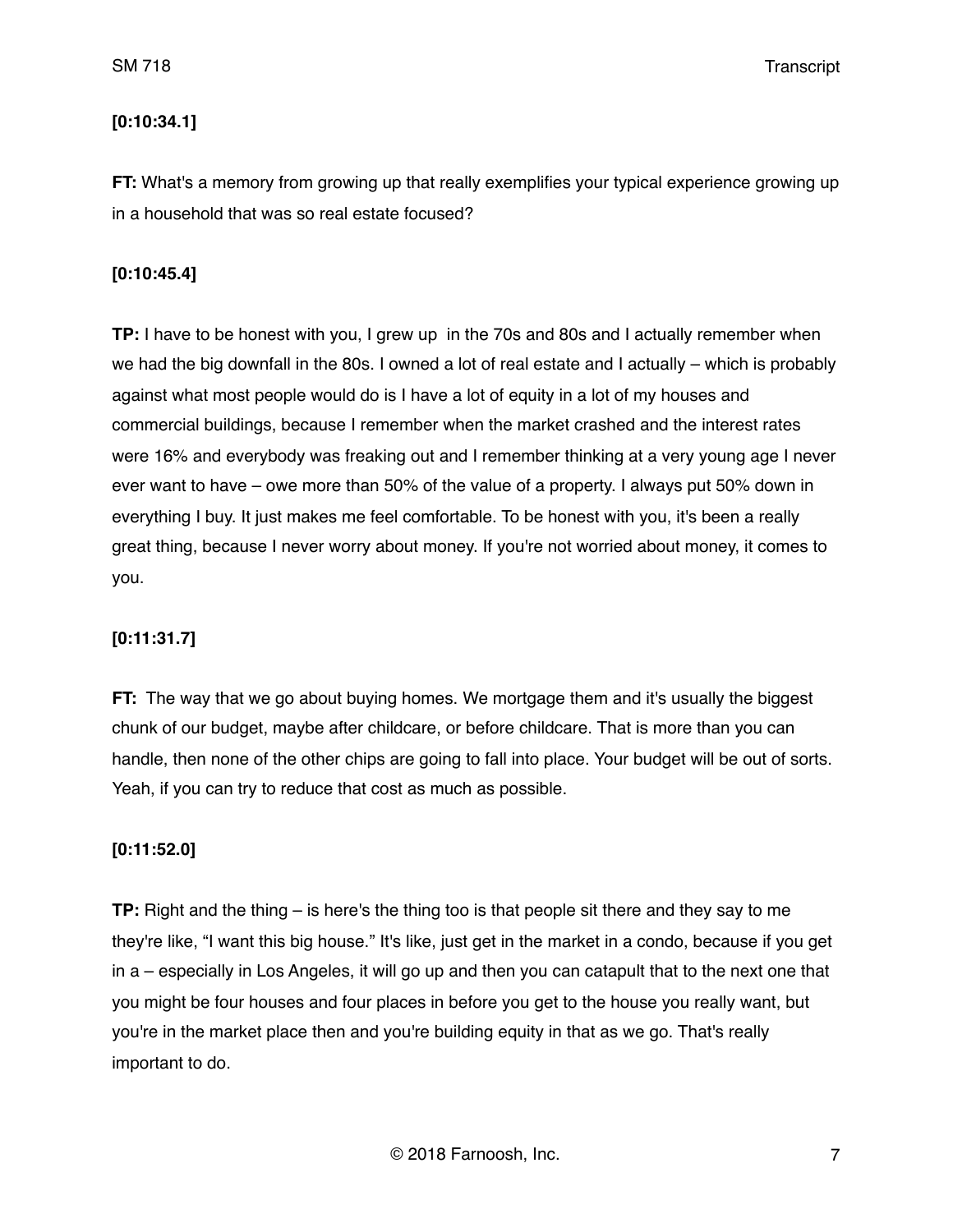**[0:10:34.1]**

**FT:** What's a memory from growing up that really exemplifies your typical experience growing up in a household that was so real estate focused?

**[0:10:45.4]**

**TP:** I have to be honest with you, I grew up in the 70s and 80s and I actually remember when we had the big downfall in the 80s. I owned a lot of real estate and I actually – which is probably against what most people would do is I have a lot of equity in a lot of my houses and commercial buildings, because I remember when the market crashed and the interest rates were 16% and everybody was freaking out and I remember thinking at a very young age I never ever want to have – owe more than 50% of the value of a property. I always put 50% down in everything I buy. It just makes me feel comfortable. To be honest with you, it's been a really great thing, because I never worry about money. If you're not worried about money, it comes to you.

**[0:11:31.7]**

**FT:** The way that we go about buying homes. We mortgage them and it's usually the biggest chunk of our budget, maybe after childcare, or before childcare. That is more than you can handle, then none of the other chips are going to fall into place. Your budget will be out of sorts. Yeah, if you can try to reduce that cost as much as possible.

**[0:11:52.0]**

**TP:** Right and the thing – is here's the thing too is that people sit there and they say to me they're like, "I want this big house." It's like, just get in the market in a condo, because if you get in a – especially in Los Angeles, it will go up and then you can catapult that to the next one that you might be four houses and four places in before you get to the house you really want, but you're in the market place then and you're building equity in that as we go. That's really important to do.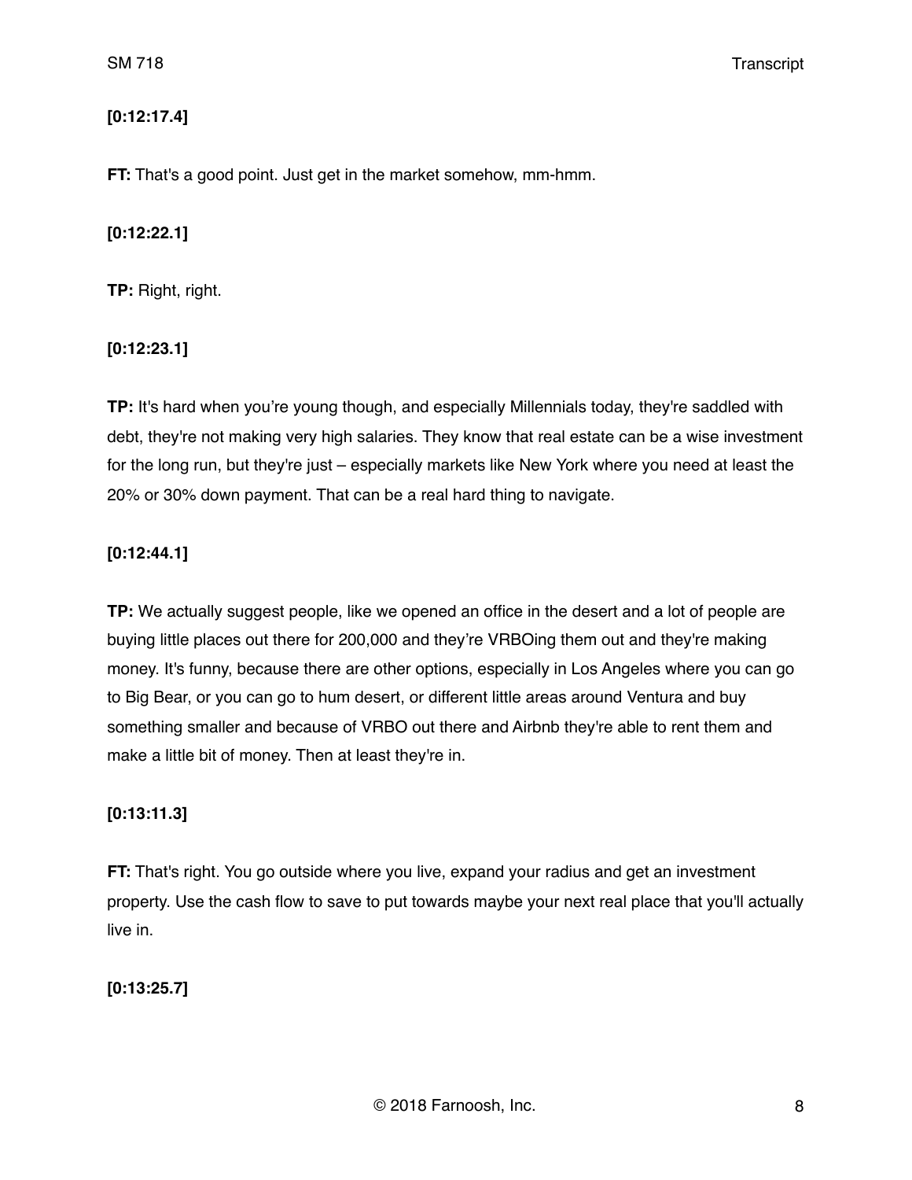**[0:12:17.4]**

**FT:** That's a good point. Just get in the market somehow, mm-hmm.

**[0:12:22.1]**

**TP:** Right, right.

**[0:12:23.1]**

**TP:** It's hard when you're young though, and especially Millennials today, they're saddled with debt, they're not making very high salaries. They know that real estate can be a wise investment for the long run, but they're just – especially markets like New York where you need at least the 20% or 30% down payment. That can be a real hard thing to navigate.

**[0:12:44.1]**

**TP:** We actually suggest people, like we opened an office in the desert and a lot of people are buying little places out there for 200,000 and they're VRBOing them out and they're making money. It's funny, because there are other options, especially in Los Angeles where you can go to Big Bear, or you can go to hum desert, or different little areas around Ventura and buy something smaller and because of VRBO out there and Airbnb they're able to rent them and make a little bit of money. Then at least they're in.

**[0:13:11.3]**

**FT:** That's right. You go outside where you live, expand your radius and get an investment property. Use the cash flow to save to put towards maybe your next real place that you'll actually live in.

**[0:13:25.7]**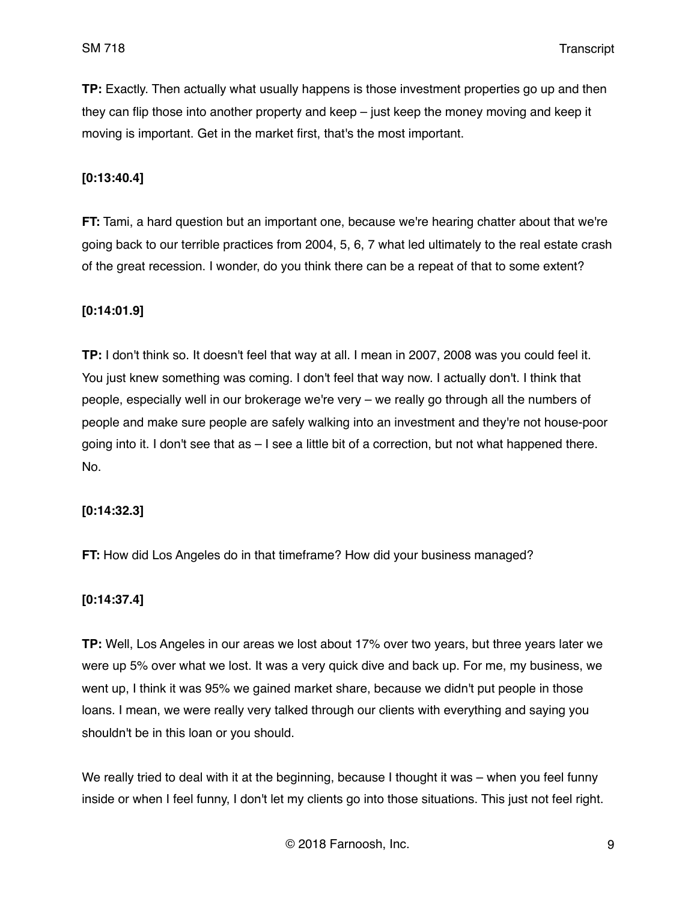**TP:** Exactly. Then actually what usually happens is those investment properties go up and then they can flip those into another property and keep – just keep the money moving and keep it moving is important. Get in the market first, that's the most important.

**[0:13:40.4]**

**FT:** Tami, a hard question but an important one, because we're hearing chatter about that we're going back to our terrible practices from 2004, 5, 6, 7 what led ultimately to the real estate crash of the great recession. I wonder, do you think there can be a repeat of that to some extent?

**[0:14:01.9]**

**TP:** I don't think so. It doesn't feel that way at all. I mean in 2007, 2008 was you could feel it. You just knew something was coming. I don't feel that way now. I actually don't. I think that people, especially well in our brokerage we're very – we really go through all the numbers of people and make sure people are safely walking into an investment and they're not house-poor going into it. I don't see that as – I see a little bit of a correction, but not what happened there. No.

**[0:14:32.3]**

**FT:** How did Los Angeles do in that timeframe? How did your business managed?

**[0:14:37.4]**

**TP:** Well, Los Angeles in our areas we lost about 17% over two years, but three years later we were up 5% over what we lost. It was a very quick dive and back up. For me, my business, we went up, I think it was 95% we gained market share, because we didn't put people in those loans. I mean, we were really very talked through our clients with everything and saying you shouldn't be in this loan or you should.

We really tried to deal with it at the beginning, because I thought it was – when you feel funny inside or when I feel funny, I don't let my clients go into those situations. This just not feel right.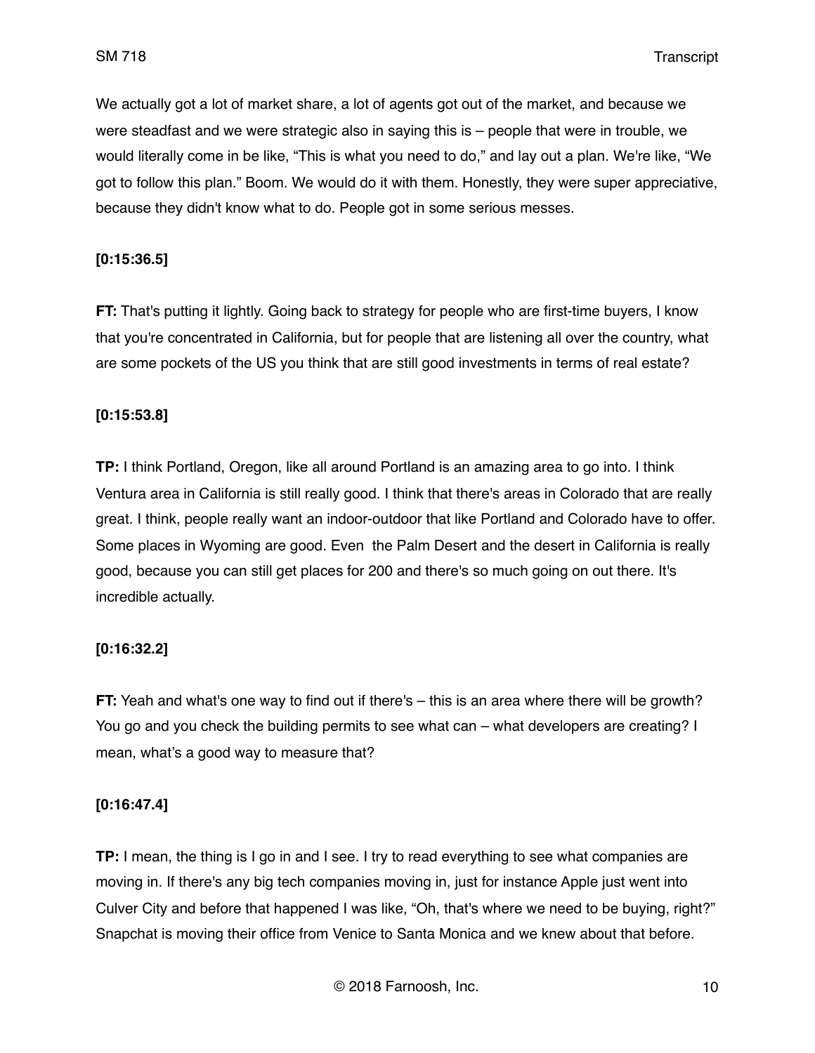We actually got a lot of market share, a lot of agents got out of the market, and because we were steadfast and we were strategic also in saying this is – people that were in trouble, we would literally come in be like, "This is what you need to do," and lay out a plan. We're like, "We got to follow this plan." Boom. We would do it with them. Honestly, they were super appreciative, because they didn't know what to do. People got in some serious messes.

**[0:15:36.5]**

**FT:** That's putting it lightly. Going back to strategy for people who are first-time buyers, I know that you're concentrated in California, but for people that are listening all over the country, what are some pockets of the US you think that are still good investments in terms of real estate?

**[0:15:53.8]**

**TP:** I think Portland, Oregon, like all around Portland is an amazing area to go into. I think Ventura area in California is still really good. I think that there's areas in Colorado that are really great. I think, people really want an indoor-outdoor that like Portland and Colorado have to offer. Some places in Wyoming are good. Even the Palm Desert and the desert in California is really good, because you can still get places for 200 and there's so much going on out there. It's incredible actually.

**[0:16:32.2]**

**FT:** Yeah and what's one way to find out if there's – this is an area where there will be growth? You go and you check the building permits to see what can – what developers are creating? I mean, what's a good way to measure that?

**[0:16:47.4]**

**TP:** I mean, the thing is I go in and I see. I try to read everything to see what companies are moving in. If there's any big tech companies moving in, just for instance Apple just went into Culver City and before that happened I was like, "Oh, that's where we need to be buying, right?" Snapchat is moving their office from Venice to Santa Monica and we knew about that before.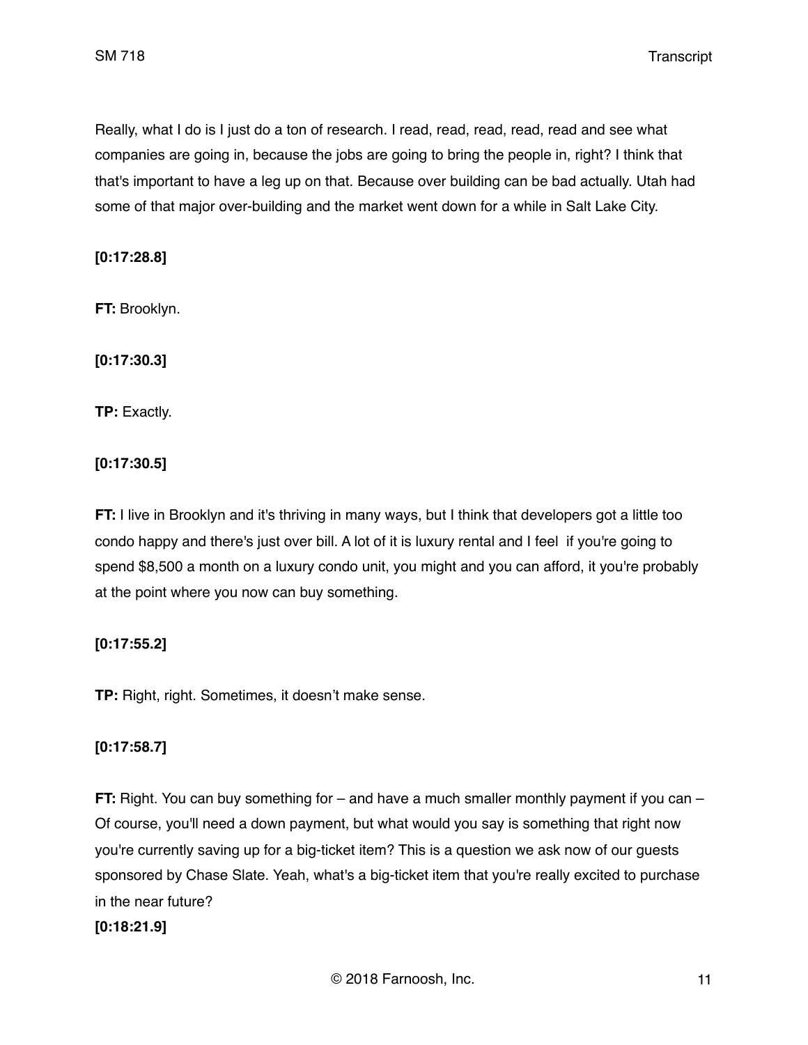Really, what I do is I just do a ton of research. I read, read, read, read, read and see what companies are going in, because the jobs are going to bring the people in, right? I think that that's important to have a leg up on that. Because over building can be bad actually. Utah had some of that major over-building and the market went down for a while in Salt Lake City.

**[0:17:28.8]**

**FT:** Brooklyn.

**[0:17:30.3]**

**TP:** Exactly.

**[0:17:30.5]**

**FT:** I live in Brooklyn and it's thriving in many ways, but I think that developers got a little too condo happy and there's just over bill. A lot of it is luxury rental and I feel  if you're going to spend $8,500 a month on a luxury condo unit, you might and you can afford, it you're probably at the point where you now can buy something.

**[0:17:55.2]**

**TP:** Right, right. Sometimes, it doesn't make sense.

**[0:17:58.7]**

**FT:** Right. You can buy something for – and have a much smaller monthly payment if you can – Of course, you'll need a down payment, but what would you say is something that right now you're currently saving up for a big-ticket item? This is a question we ask now of our guests sponsored by Chase Slate. Yeah, what's a big-ticket item that you're really excited to purchase in the near future?

**[0:18:21.9]**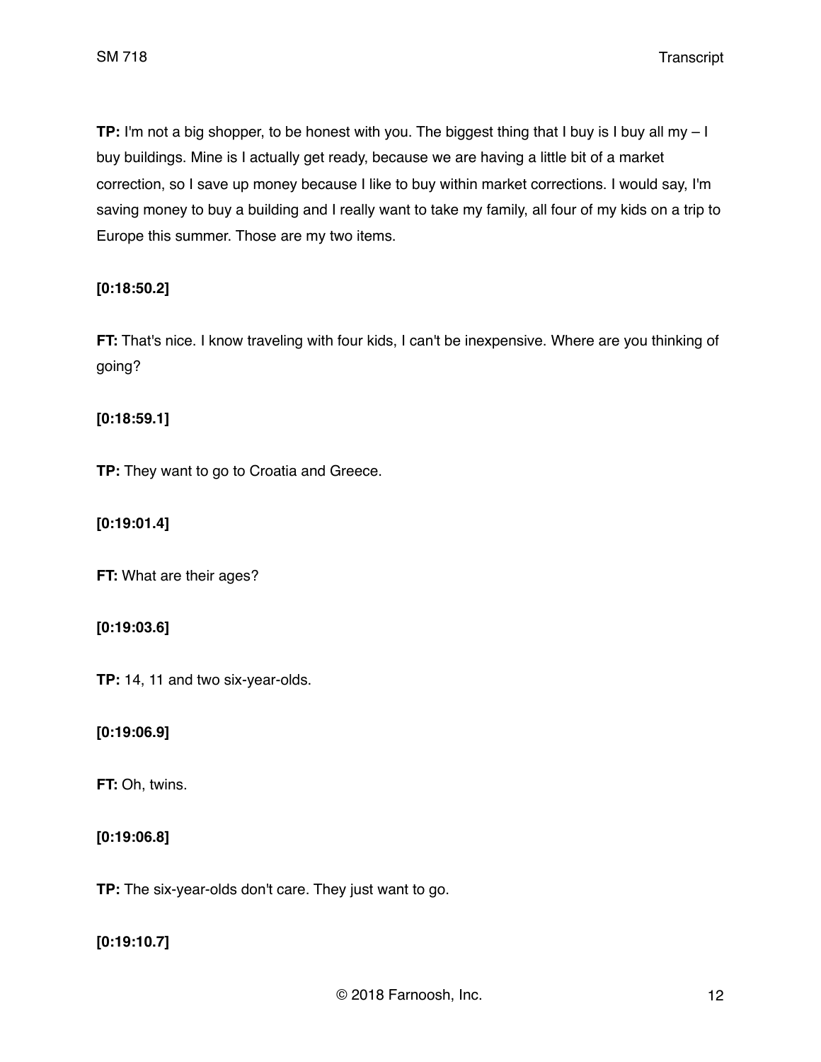**TP:** I'm not a big shopper, to be honest with you. The biggest thing that I buy is I buy all my – I buy buildings. Mine is I actually get ready, because we are having a little bit of a market correction, so I save up money because I like to buy within market corrections. I would say, I'm saving money to buy a building and I really want to take my family, all four of my kids on a trip to Europe this summer. Those are my two items.

**[0:18:50.2]**

**FT:** That's nice. I know traveling with four kids, I can't be inexpensive. Where are you thinking of going?

**[0:18:59.1]**

**TP:** They want to go to Croatia and Greece.

**[0:19:01.4]**

**FT:** What are their ages?

**[0:19:03.6]**

**TP:** 14, 11 and two six-year-olds.

**[0:19:06.9]**

**FT:** Oh, twins.

**[0:19:06.8]**

**TP:** The six-year-olds don't care. They just want to go.

**[0:19:10.7]**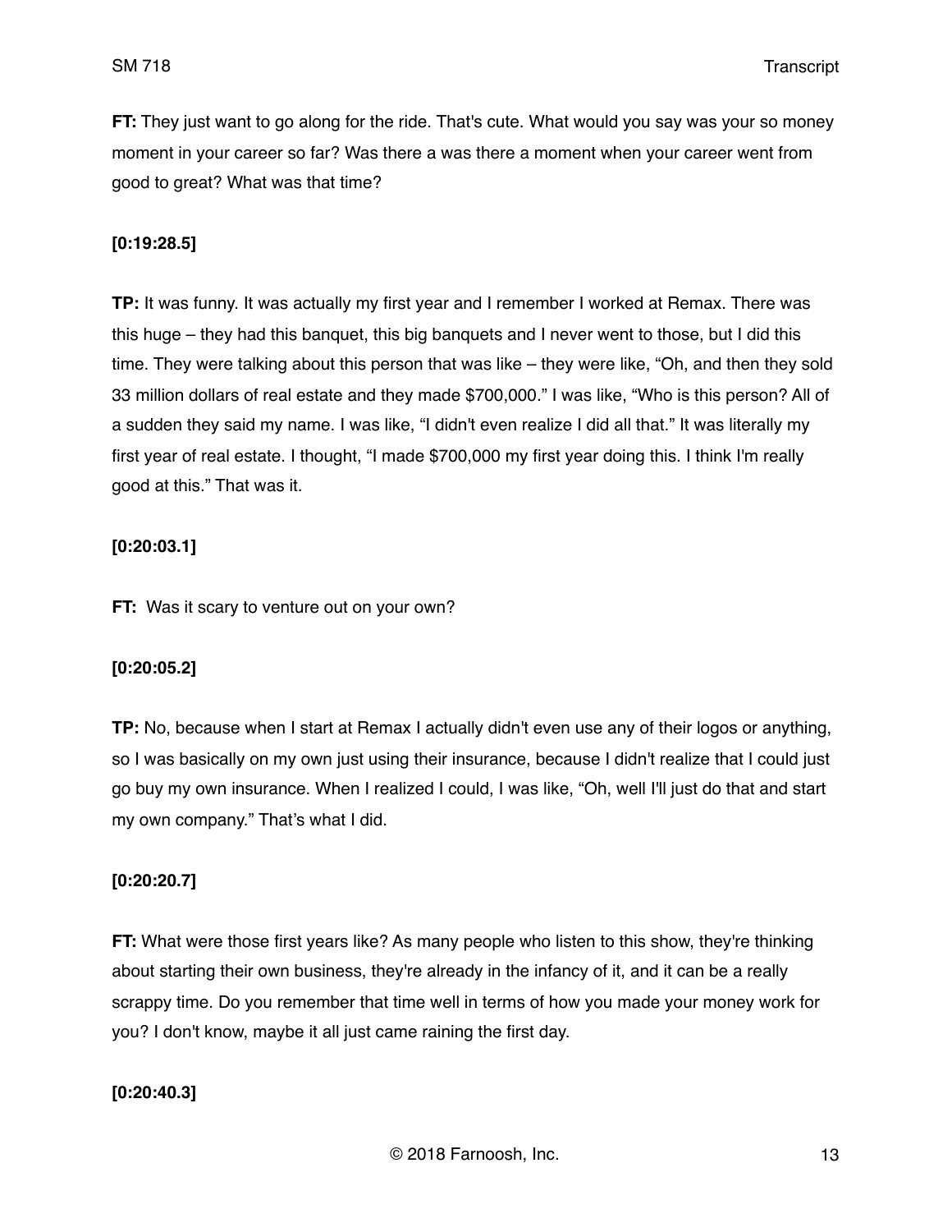**FT:** They just want to go along for the ride. That's cute. What would you say was your so money moment in your career so far? Was there a was there a moment when your career went from good to great? What was that time?

**[0:19:28.5]**

**TP:** It was funny. It was actually my first year and I remember I worked at Remax. There was this huge – they had this banquet, this big banquets and I never went to those, but I did this time. They were talking about this person that was like – they were like, "Oh, and then they sold 33 million dollars of real estate and they made $700,000." I was like, "Who is this person? All of a sudden they said my name. I was like, "I didn't even realize I did all that." It was literally my first year of real estate. I thought, "I made $700,000 my first year doing this. I think I'm really good at this." That was it.

**[0:20:03.1]**

**FT:** Was it scary to venture out on your own?

**[0:20:05.2]**

**TP:** No, because when I start at Remax I actually didn't even use any of their logos or anything, so I was basically on my own just using their insurance, because I didn't realize that I could just go buy my own insurance. When I realized I could, I was like, "Oh, well I'll just do that and start my own company." That's what I did.

**[0:20:20.7]**

**FT:** What were those first years like? As many people who listen to this show, they're thinking about starting their own business, they're already in the infancy of it, and it can be a really scrappy time. Do you remember that time well in terms of how you made your money work for you? I don't know, maybe it all just came raining the first day.

**[0:20:40.3]**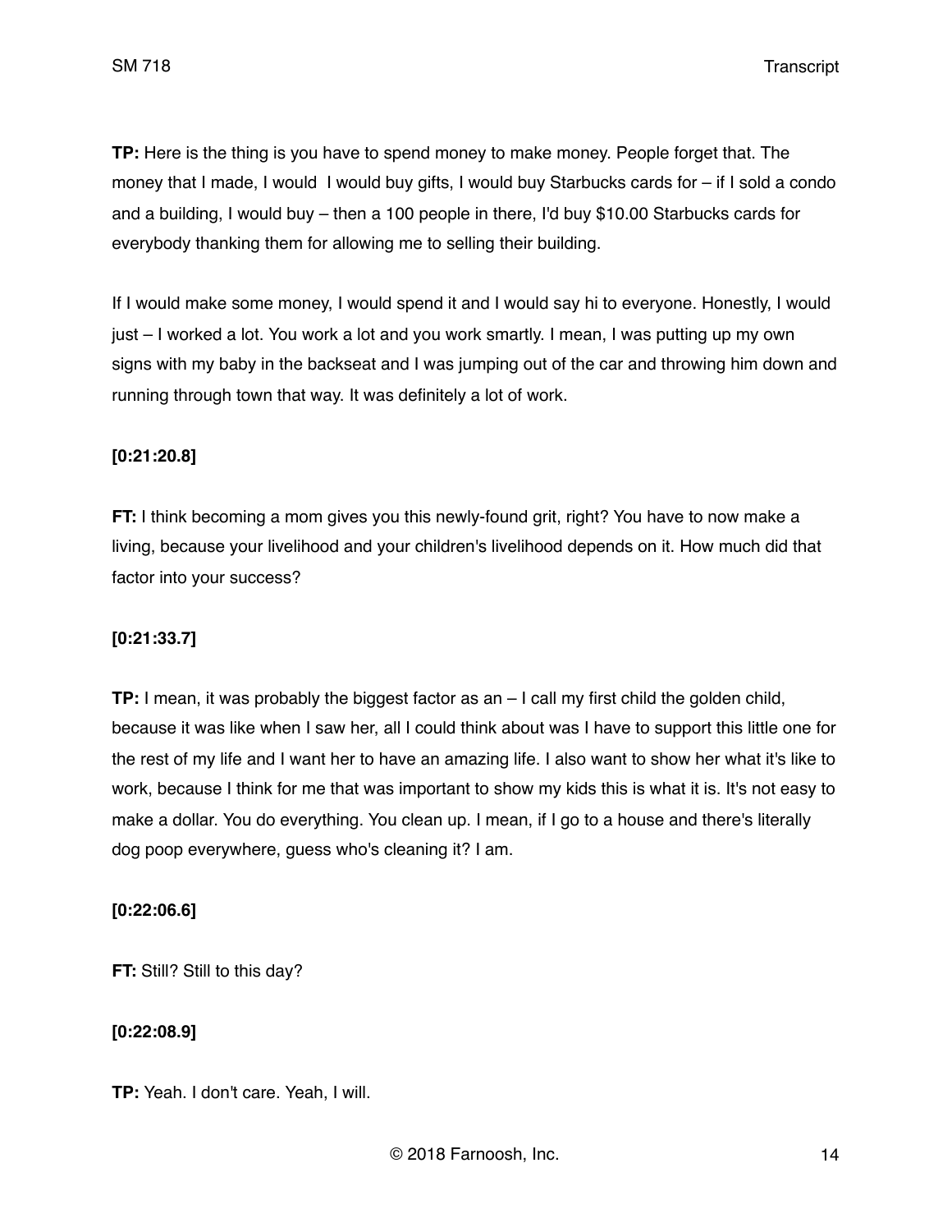**TP:** Here is the thing is you have to spend money to make money. People forget that. The money that I made, I would  I would buy gifts, I would buy Starbucks cards for – if I sold a condo and a building, I would buy – then a 100 people in there, I'd buy $10.00 Starbucks cards for everybody thanking them for allowing me to selling their building.

If I would make some money, I would spend it and I would say hi to everyone. Honestly, I would just – I worked a lot. You work a lot and you work smartly. I mean, I was putting up my own signs with my baby in the backseat and I was jumping out of the car and throwing him down and running through town that way. It was definitely a lot of work.

**[0:21:20.8]**

**FT:** I think becoming a mom gives you this newly-found grit, right? You have to now make a living, because your livelihood and your children's livelihood depends on it. How much did that factor into your success?

**[0:21:33.7]**

**TP:** I mean, it was probably the biggest factor as an – I call my first child the golden child, because it was like when I saw her, all I could think about was I have to support this little one for the rest of my life and I want her to have an amazing life. I also want to show her what it's like to work, because I think for me that was important to show my kids this is what it is. It's not easy to make a dollar. You do everything. You clean up. I mean, if I go to a house and there's literally dog poop everywhere, guess who's cleaning it? I am.

**[0:22:06.6]**

**FT:** Still? Still to this day?

**[0:22:08.9]**

**TP:** Yeah. I don't care. Yeah, I will.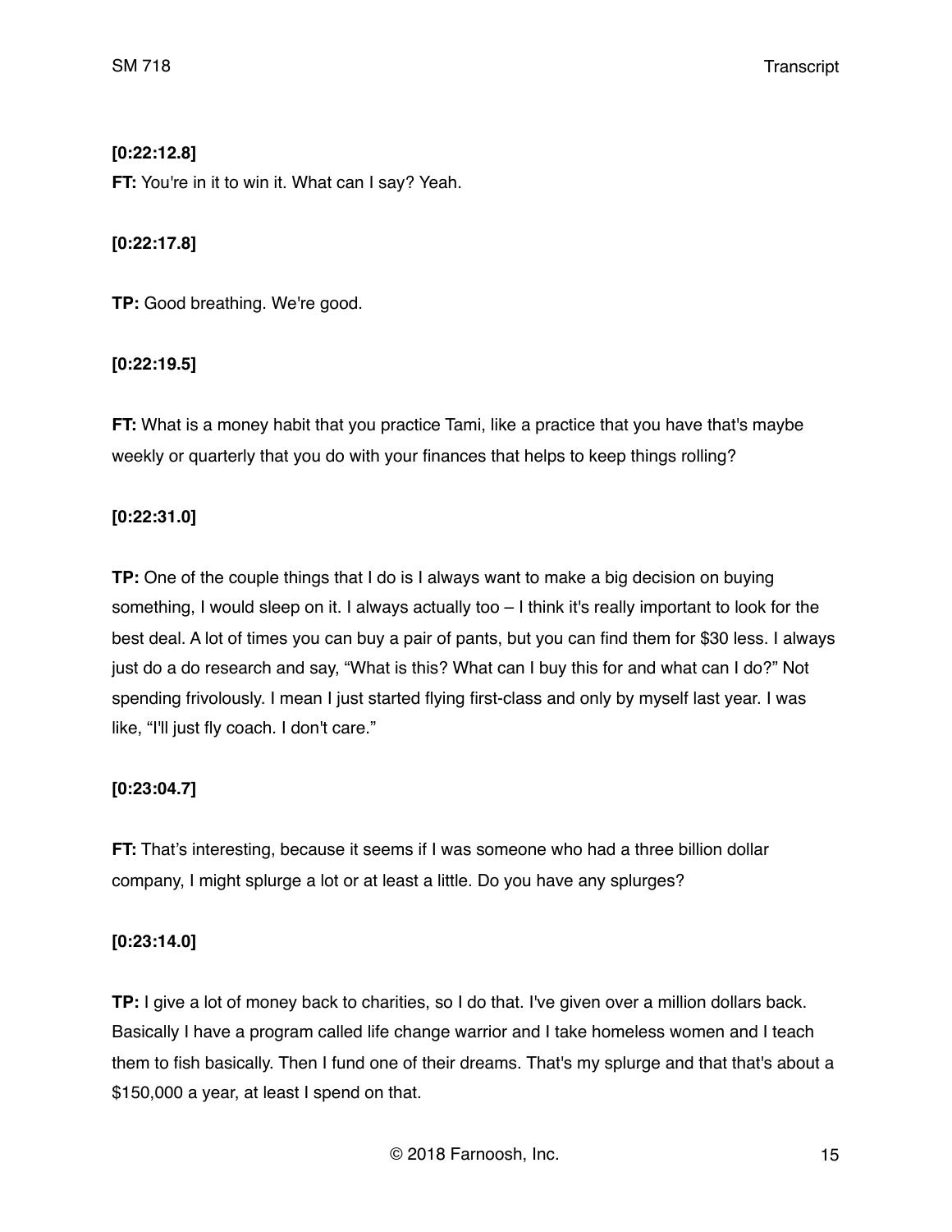**[0:22:12.8]**

**FT:** You're in it to win it. What can I say? Yeah.

**[0:22:17.8]**

**TP:** Good breathing. We're good.

**[0:22:19.5]**

**FT:** What is a money habit that you practice Tami, like a practice that you have that's maybe weekly or quarterly that you do with your finances that helps to keep things rolling?

**[0:22:31.0]**

**TP:** One of the couple things that I do is I always want to make a big decision on buying something, I would sleep on it. I always actually too – I think it's really important to look for the best deal. A lot of times you can buy a pair of pants, but you can find them for $30 less. I always just do a do research and say, "What is this? What can I buy this for and what can I do?" Not spending frivolously. I mean I just started flying first-class and only by myself last year. I was like, "I'll just fly coach. I don't care."

**[0:23:04.7]**

**FT:** That's interesting, because it seems if I was someone who had a three billion dollar company, I might splurge a lot or at least a little. Do you have any splurges?

**[0:23:14.0]**

**TP:** I give a lot of money back to charities, so I do that. I've given over a million dollars back. Basically I have a program called life change warrior and I take homeless women and I teach them to fish basically. Then I fund one of their dreams. That's my splurge and that that's about a $150,000 a year, at least I spend on that.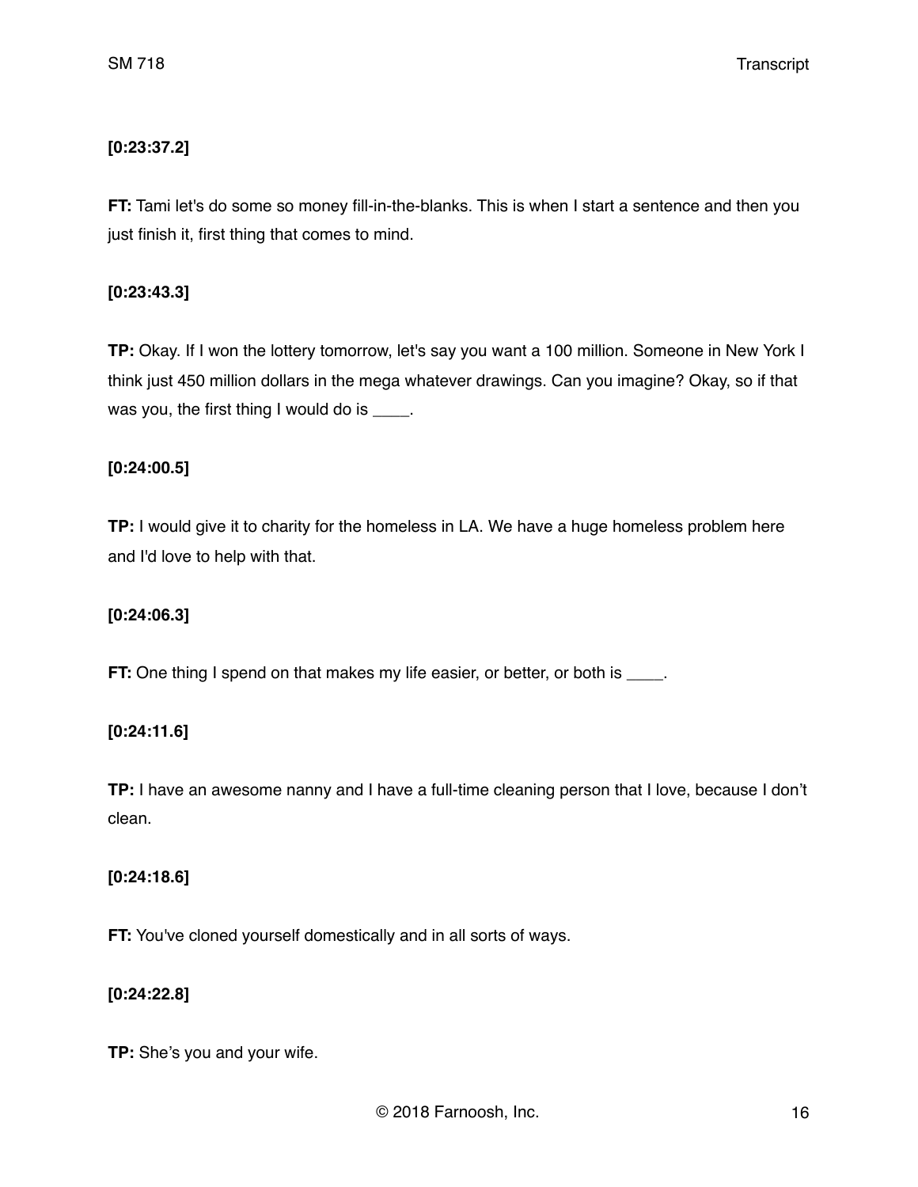**[0:23:37.2]**

**FT:** Tami let's do some so money fill-in-the-blanks. This is when I start a sentence and then you just finish it, first thing that comes to mind.

**[0:23:43.3]**

**TP:** Okay. If I won the lottery tomorrow, let's say you want a 100 million. Someone in New York I think just 450 million dollars in the mega whatever drawings. Can you imagine? Okay, so if that was you, the first thing I would do is ____.

**[0:24:00.5]**

**TP:** I would give it to charity for the homeless in LA. We have a huge homeless problem here and I'd love to help with that.

**[0:24:06.3]**

**FT:** One thing I spend on that makes my life easier, or better, or both is ____.

**[0:24:11.6]**

**TP:** I have an awesome nanny and I have a full-time cleaning person that I love, because I don't clean.

**[0:24:18.6]**

**FT:** You've cloned yourself domestically and in all sorts of ways.

**[0:24:22.8]**

**TP:** She's you and your wife.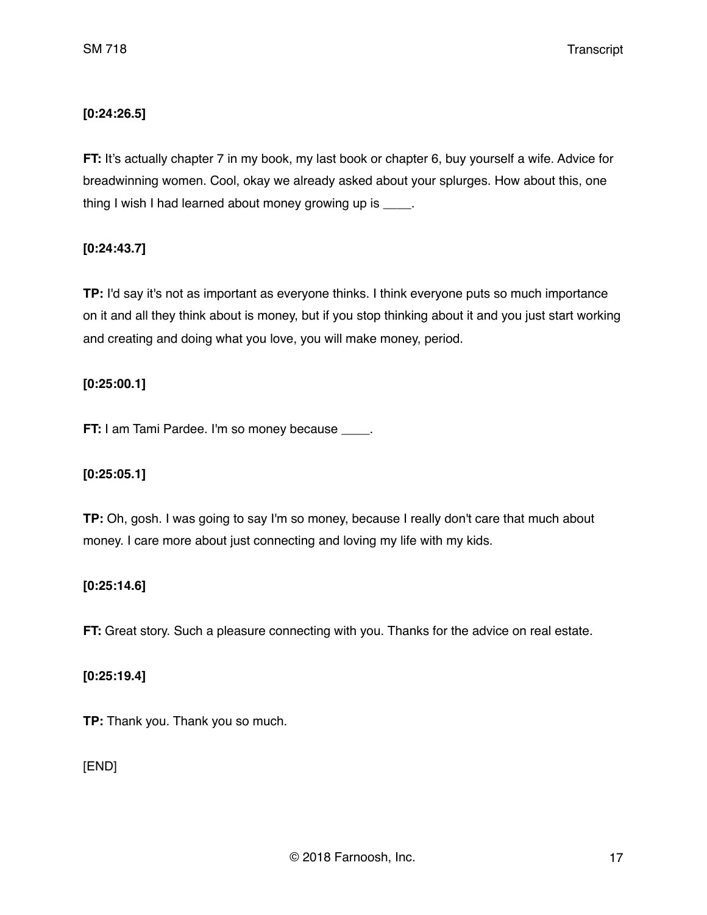**[0:24:26.5]**

**FT:** It's actually chapter 7 in my book, my last book or chapter 6, buy yourself a wife. Advice for breadwinning women. Cool, okay we already asked about your splurges. How about this, one thing I wish I had learned about money growing up is ____.

**[0:24:43.7]**

**TP:** I'd say it's not as important as everyone thinks. I think everyone puts so much importance on it and all they think about is money, but if you stop thinking about it and you just start working and creating and doing what you love, you will make money, period.

**[0:25:00.1]**

**FT:** I am Tami Pardee. I'm so money because ____.

**[0:25:05.1]**

**TP:** Oh, gosh. I was going to say I'm so money, because I really don't care that much about money. I care more about just connecting and loving my life with my kids.

**[0:25:14.6]**

**FT:** Great story. Such a pleasure connecting with you. Thanks for the advice on real estate.

**[0:25:19.4]**

**TP:** Thank you. Thank you so much.

[END]

© 2018 Farnoosh, Inc.